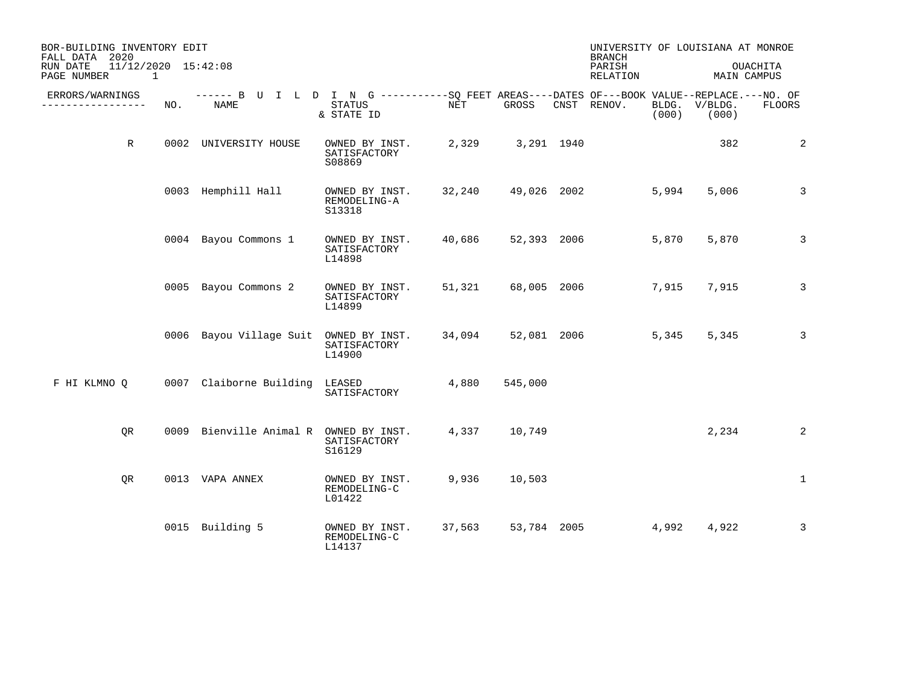BOR-BUILDING INVENTORY EDIT
FALL DATA 2020
RUN DATE 11/12/2020 15:42:08
PAGE NUMBER 1

UNIVERSITY OF LOUISIANA AT MONROE
BRANCH
PARISH OUACHITA
RELATION MAIN CAMPUS

| ERRORS/WARNINGS | NO. | NAME | STATUS & STATE ID | NET | GROSS | CNST | RENOV. | BLDG. (000) | V/BLDG. (000) | FLOORS |
|---|---|---|---|---|---|---|---|---|---|---|
| R | 0002 | UNIVERSITY HOUSE | OWNED BY INST. SATISFACTORY S08869 | 2,329 | 3,291 | 1940 | | | 382 | 2 |
| | 0003 | Hemphill Hall | OWNED BY INST. REMODELING-A S13318 | 32,240 | 49,026 | 2002 | | 5,994 | 5,006 | 3 |
| | 0004 | Bayou Commons 1 | OWNED BY INST. SATISFACTORY L14898 | 40,686 | 52,393 | 2006 | | 5,870 | 5,870 | 3 |
| | 0005 | Bayou Commons 2 | OWNED BY INST. SATISFACTORY L14899 | 51,321 | 68,005 | 2006 | | 7,915 | 7,915 | 3 |
| | 0006 | Bayou Village Suit | OWNED BY INST. SATISFACTORY L14900 | 34,094 | 52,081 | 2006 | | 5,345 | 5,345 | 3 |
| F HI KLMNO Q | 0007 | Claiborne Building | LEASED SATISFACTORY | 4,880 | 545,000 | | | | | |
| QR | 0009 | Bienville Animal R | OWNED BY INST. SATISFACTORY S16129 | 4,337 | 10,749 | | | | 2,234 | 2 |
| QR | 0013 | VAPA ANNEX | OWNED BY INST. REMODELING-C L01422 | 9,936 | 10,503 | | | | | 1 |
| | 0015 | Building 5 | OWNED BY INST. REMODELING-C L14137 | 37,563 | 53,784 | 2005 | | 4,992 | 4,922 | 3 |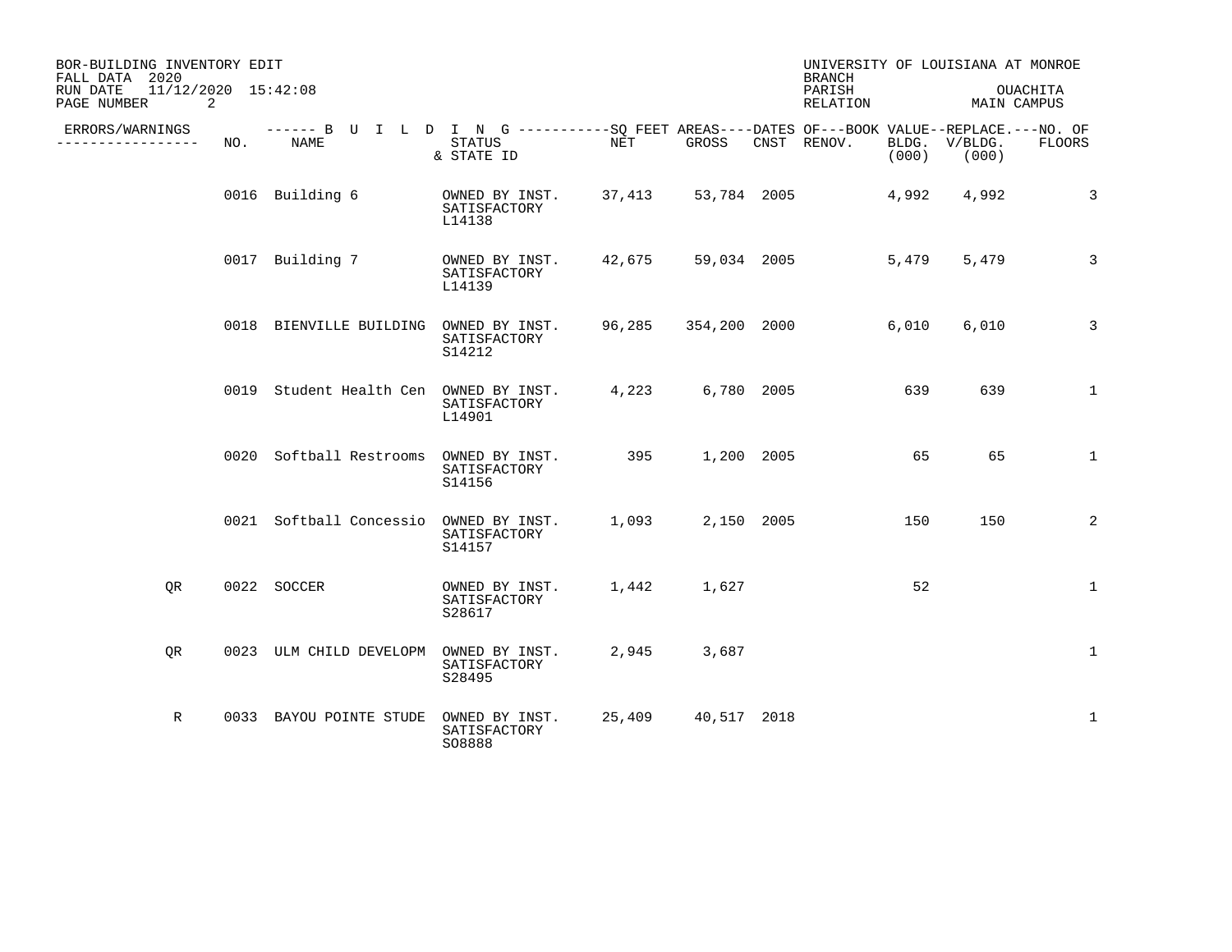BOR-BUILDING INVENTORY EDIT
FALL DATA 2020
RUN DATE 11/12/2020 15:42:08

UNIVERSITY OF LOUISIANA AT MONROE
BRANCH
PARISH OUACHITA
RELATION MAIN CAMPUS

| ERRORS/WARNINGS | NO. | NAME | STATUS & STATE ID | NET | GROSS | CNST | RENOV. | BOOK VALUE BLDG. (000) | REPLACE. V/BLDG. (000) | NO. OF FLOORS |
|---|---|---|---|---|---|---|---|---|---|---|
| | 0016 | Building 6 | OWNED BY INST. SATISFACTORY L14138 | 37,413 | 53,784 | 2005 | | 4,992 | 4,992 | 3 |
| | 0017 | Building 7 | OWNED BY INST. SATISFACTORY L14139 | 42,675 | 59,034 | 2005 | | 5,479 | 5,479 | 3 |
| | 0018 | BIENVILLE BUILDING | OWNED BY INST. SATISFACTORY S14212 | 96,285 | 354,200 | 2000 | | 6,010 | 6,010 | 3 |
| | 0019 | Student Health Cen | OWNED BY INST. SATISFACTORY L14901 | 4,223 | 6,780 | 2005 | | 639 | 639 | 1 |
| | 0020 | Softball Restrooms | OWNED BY INST. SATISFACTORY S14156 | 395 | 1,200 | 2005 | | 65 | 65 | 1 |
| | 0021 | Softball Concessio | OWNED BY INST. SATISFACTORY S14157 | 1,093 | 2,150 | 2005 | | 150 | 150 | 2 |
| QR | 0022 | SOCCER | OWNED BY INST. SATISFACTORY S28617 | 1,442 | 1,627 | | | 52 | | 1 |
| QR | 0023 | ULM CHILD DEVELOPM | OWNED BY INST. SATISFACTORY S28495 | 2,945 | 3,687 | | | | | 1 |
| R | 0033 | BAYOU POINTE STUDE | OWNED BY INST. SATISFACTORY SO8888 | 25,409 | 40,517 | 2018 | | | | 1 |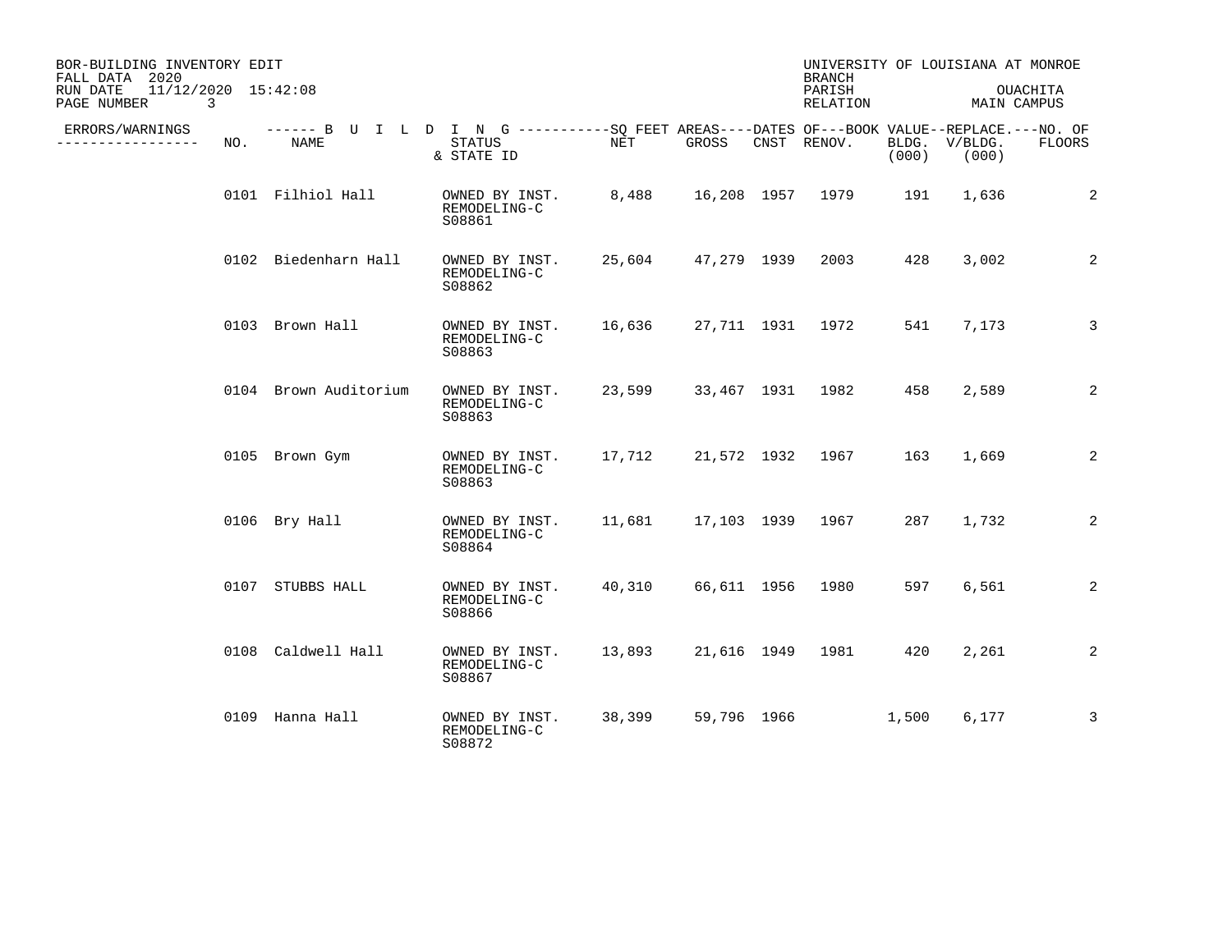BOR-BUILDING INVENTORY EDIT
FALL DATA 2020
RUN DATE 11/12/2020 15:42:08

UNIVERSITY OF LOUISIANA AT MONROE
BRANCH
PARISH OUACHITA
RELATION MAIN CAMPUS

| ERRORS/WARNINGS | NO. | NAME | STATUS & STATE ID | NET | GROSS | CNST | RENOV. | BLDG. (000) | V/BLDG. (000) | FLOORS |
|---|---|---|---|---|---|---|---|---|---|---|
| | 0101 | Filhiol Hall | OWNED BY INST. REMODELING-C S08861 | 8,488 | 16,208 | 1957 | 1979 | 191 | 1,636 | 2 |
| | 0102 | Biedenharn Hall | OWNED BY INST. REMODELING-C S08862 | 25,604 | 47,279 | 1939 | 2003 | 428 | 3,002 | 2 |
| | 0103 | Brown Hall | OWNED BY INST. REMODELING-C S08863 | 16,636 | 27,711 | 1931 | 1972 | 541 | 7,173 | 3 |
| | 0104 | Brown Auditorium | OWNED BY INST. REMODELING-C S08863 | 23,599 | 33,467 | 1931 | 1982 | 458 | 2,589 | 2 |
| | 0105 | Brown Gym | OWNED BY INST. REMODELING-C S08863 | 17,712 | 21,572 | 1932 | 1967 | 163 | 1,669 | 2 |
| | 0106 | Bry Hall | OWNED BY INST. REMODELING-C S08864 | 11,681 | 17,103 | 1939 | 1967 | 287 | 1,732 | 2 |
| | 0107 | STUBBS HALL | OWNED BY INST. REMODELING-C S08866 | 40,310 | 66,611 | 1956 | 1980 | 597 | 6,561 | 2 |
| | 0108 | Caldwell Hall | OWNED BY INST. REMODELING-C S08867 | 13,893 | 21,616 | 1949 | 1981 | 420 | 2,261 | 2 |
| | 0109 | Hanna Hall | OWNED BY INST. REMODELING-C S08872 | 38,399 | 59,796 | 1966 | | 1,500 | 6,177 | 3 |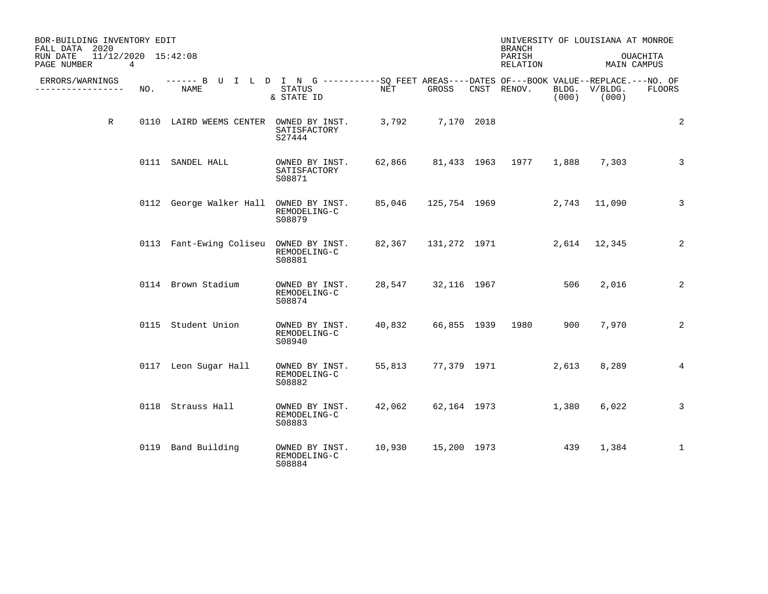BOR-BUILDING INVENTORY EDIT
FALL DATA 2020
RUN DATE 11/12/2020 15:42:08
PAGE NUMBER 4

UNIVERSITY OF LOUISIANA AT MONROE
BRANCH
PARISH OUACHITA
RELATION MAIN CAMPUS

| ERRORS/WARNINGS | NO. | NAME | STATUS & STATE ID | NET | GROSS | CNST | RENOV. | BLDG. (000) | V/BLDG. (000) | NO. OF FLOORS |
|---|---|---|---|---|---|---|---|---|---|---|
| R | 0110 | LAIRD WEEMS CENTER | OWNED BY INST. SATISFACTORY S27444 | 3,792 | 7,170 | 2018 | | | | 2 |
| | 0111 | SANDEL HALL | OWNED BY INST. SATISFACTORY S08871 | 62,866 | 81,433 | 1963 | 1977 | 1,888 | 7,303 | 3 |
| | 0112 | George Walker Hall | OWNED BY INST. REMODELING-C S08879 | 85,046 | 125,754 | 1969 | | 2,743 | 11,090 | 3 |
| | 0113 | Fant-Ewing Coliseu | OWNED BY INST. REMODELING-C S08881 | 82,367 | 131,272 | 1971 | | 2,614 | 12,345 | 2 |
| | 0114 | Brown Stadium | OWNED BY INST. REMODELING-C S08874 | 28,547 | 32,116 | 1967 | | 506 | 2,016 | 2 |
| | 0115 | Student Union | OWNED BY INST. REMODELING-C S08940 | 40,832 | 66,855 | 1939 | 1980 | 900 | 7,970 | 2 |
| | 0117 | Leon Sugar Hall | OWNED BY INST. REMODELING-C S08882 | 55,813 | 77,379 | 1971 | | 2,613 | 8,289 | 4 |
| | 0118 | Strauss Hall | OWNED BY INST. REMODELING-C S08883 | 42,062 | 62,164 | 1973 | | 1,380 | 6,022 | 3 |
| | 0119 | Band Building | OWNED BY INST. REMODELING-C S08884 | 10,930 | 15,200 | 1973 | | 439 | 1,384 | 1 |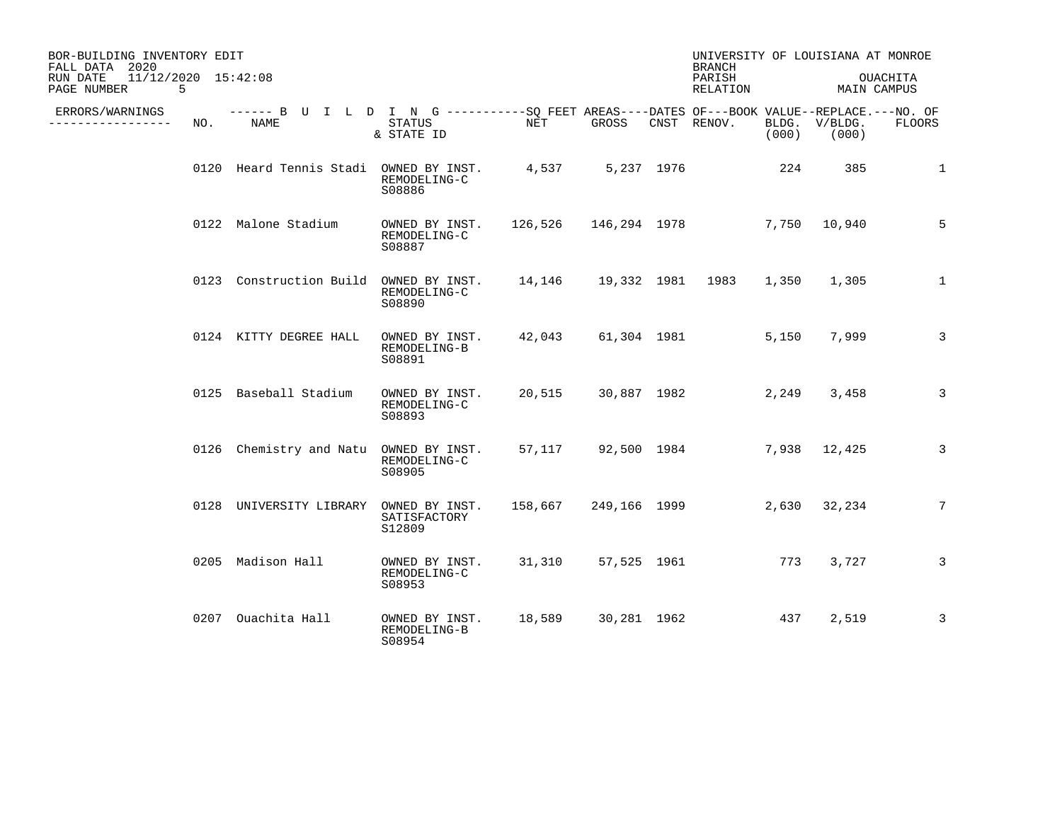BOR-BUILDING INVENTORY EDIT
FALL DATA 2020
RUN DATE 11/12/2020 15:42:08

UNIVERSITY OF LOUISIANA AT MONROE
BRANCH
PARISH OUACHITA
RELATION MAIN CAMPUS

| ERRORS/WARNINGS | NO. | NAME | STATUS & STATE ID | NET | GROSS | CNST | RENOV. | BOOK VALUE BLDG. (000) | REPLACE. V/BLDG. (000) | NO. OF FLOORS |
|---|---|---|---|---|---|---|---|---|---|---|
| | 0120 | Heard Tennis Stadi | OWNED BY INST. REMODELING-C S08886 | 4,537 | 5,237 | 1976 | | 224 | 385 | 1 |
| | 0122 | Malone Stadium | OWNED BY INST. REMODELING-C S08887 | 126,526 | 146,294 | 1978 | | 7,750 | 10,940 | 5 |
| | 0123 | Construction Build | OWNED BY INST. REMODELING-C S08890 | 14,146 | 19,332 | 1981 | 1983 | 1,350 | 1,305 | 1 |
| | 0124 | KITTY DEGREE HALL | OWNED BY INST. REMODELING-B S08891 | 42,043 | 61,304 | 1981 | | 5,150 | 7,999 | 3 |
| | 0125 | Baseball Stadium | OWNED BY INST. REMODELING-C S08893 | 20,515 | 30,887 | 1982 | | 2,249 | 3,458 | 3 |
| | 0126 | Chemistry and Natu | OWNED BY INST. REMODELING-C S08905 | 57,117 | 92,500 | 1984 | | 7,938 | 12,425 | 3 |
| | 0128 | UNIVERSITY LIBRARY | OWNED BY INST. SATISFACTORY S12809 | 158,667 | 249,166 | 1999 | | 2,630 | 32,234 | 7 |
| | 0205 | Madison Hall | OWNED BY INST. REMODELING-C S08953 | 31,310 | 57,525 | 1961 | | 773 | 3,727 | 3 |
| | 0207 | Ouachita Hall | OWNED BY INST. REMODELING-B S08954 | 18,589 | 30,281 | 1962 | | 437 | 2,519 | 3 |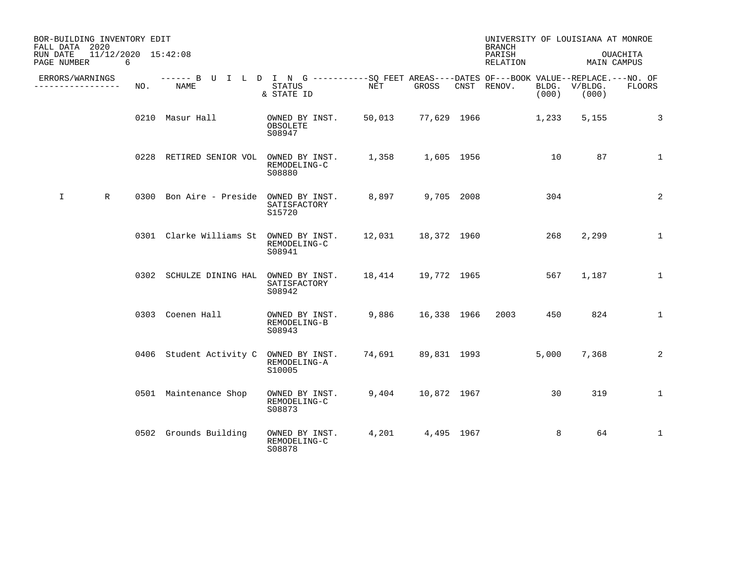BOR-BUILDING INVENTORY EDIT
FALL DATA 2020
RUN DATE 11/12/2020 15:42:08
PAGE NUMBER 6

UNIVERSITY OF LOUISIANA AT MONROE
BRANCH
PARISH OUACHITA
RELATION MAIN CAMPUS

| ERRORS/WARNINGS | | NO. | NAME | STATUS & STATE ID | NET | GROSS | CNST | RENOV. | BOOK VALUE BLDG. (000) | REPLACE. V/BLDG. (000) | NO. OF FLOORS |
|---|---|---|---|---|---|---|---|---|---|---|---|
| | | 0210 | Masur Hall | OWNED BY INST. OBSOLETE S08947 | 50,013 | 77,629 | 1966 | | 1,233 | 5,155 | 3 |
| | | 0228 | RETIRED SENIOR VOL | OWNED BY INST. REMODELING-C S08880 | 1,358 | 1,605 | 1956 | | 10 | 87 | 1 |
| I | R | 0300 | Bon Aire - Preside | OWNED BY INST. SATISFACTORY S15720 | 8,897 | 9,705 | 2008 | | 304 | | 2 |
| | | 0301 | Clarke Williams St | OWNED BY INST. REMODELING-C S08941 | 12,031 | 18,372 | 1960 | | 268 | 2,299 | 1 |
| | | 0302 | SCHULZE DINING HAL | OWNED BY INST. SATISFACTORY S08942 | 18,414 | 19,772 | 1965 | | 567 | 1,187 | 1 |
| | | 0303 | Coenen Hall | OWNED BY INST. REMODELING-B S08943 | 9,886 | 16,338 | 1966 | 2003 | 450 | 824 | 1 |
| | | 0406 | Student Activity C | OWNED BY INST. REMODELING-A S10005 | 74,691 | 89,831 | 1993 | | 5,000 | 7,368 | 2 |
| | | 0501 | Maintenance Shop | OWNED BY INST. REMODELING-C S08873 | 9,404 | 10,872 | 1967 | | 30 | 319 | 1 |
| | | 0502 | Grounds Building | OWNED BY INST. REMODELING-C S08878 | 4,201 | 4,495 | 1967 | | 8 | 64 | 1 |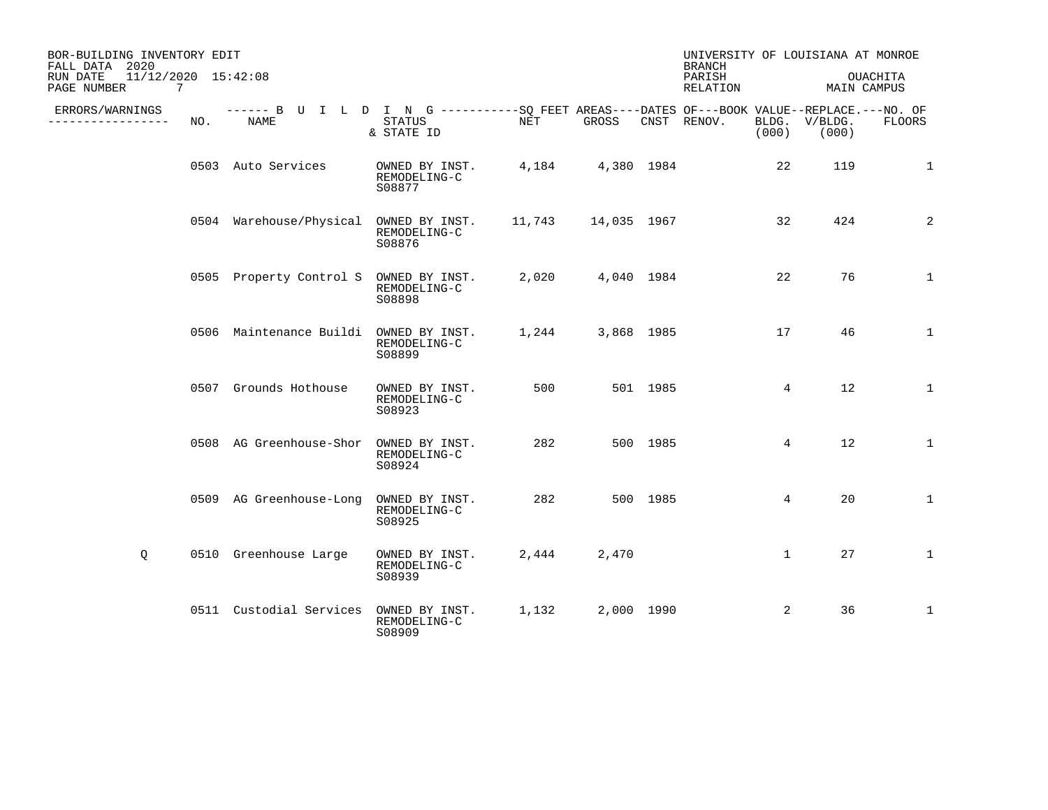BOR-BUILDING INVENTORY EDIT
FALL DATA 2020
RUN DATE 11/12/2020 15:42:08

UNIVERSITY OF LOUISIANA AT MONROE
BRANCH
PARISH OUACHITA
RELATION MAIN CAMPUS

| ERRORS/WARNINGS | NO. | NAME | STATUS & STATE ID | NET | GROSS | CNST | RENOV. | BOOK VALUE BLDG. (000) | REPLACE. V/BLDG. (000) | NO. OF FLOORS |
|---|---|---|---|---|---|---|---|---|---|---|
| | 0503 | Auto Services | OWNED BY INST. REMODELING-C S08877 | 4,184 | 4,380 | 1984 | | 22 | 119 | 1 |
| | 0504 | Warehouse/Physical | OWNED BY INST. REMODELING-C S08876 | 11,743 | 14,035 | 1967 | | 32 | 424 | 2 |
| | 0505 | Property Control S | OWNED BY INST. REMODELING-C S08898 | 2,020 | 4,040 | 1984 | | 22 | 76 | 1 |
| | 0506 | Maintenance Buildi | OWNED BY INST. REMODELING-C S08899 | 1,244 | 3,868 | 1985 | | 17 | 46 | 1 |
| | 0507 | Grounds Hothouse | OWNED BY INST. REMODELING-C S08923 | 500 | 501 | 1985 | | 4 | 12 | 1 |
| | 0508 | AG Greenhouse-Shor | OWNED BY INST. REMODELING-C S08924 | 282 | 500 | 1985 | | 4 | 12 | 1 |
| | 0509 | AG Greenhouse-Long | OWNED BY INST. REMODELING-C S08925 | 282 | 500 | 1985 | | 4 | 20 | 1 |
| Q | 0510 | Greenhouse Large | OWNED BY INST. REMODELING-C S08939 | 2,444 | 2,470 | | | 1 | 27 | 1 |
| | 0511 | Custodial Services | OWNED BY INST. REMODELING-C S08909 | 1,132 | 2,000 | 1990 | | 2 | 36 | 1 |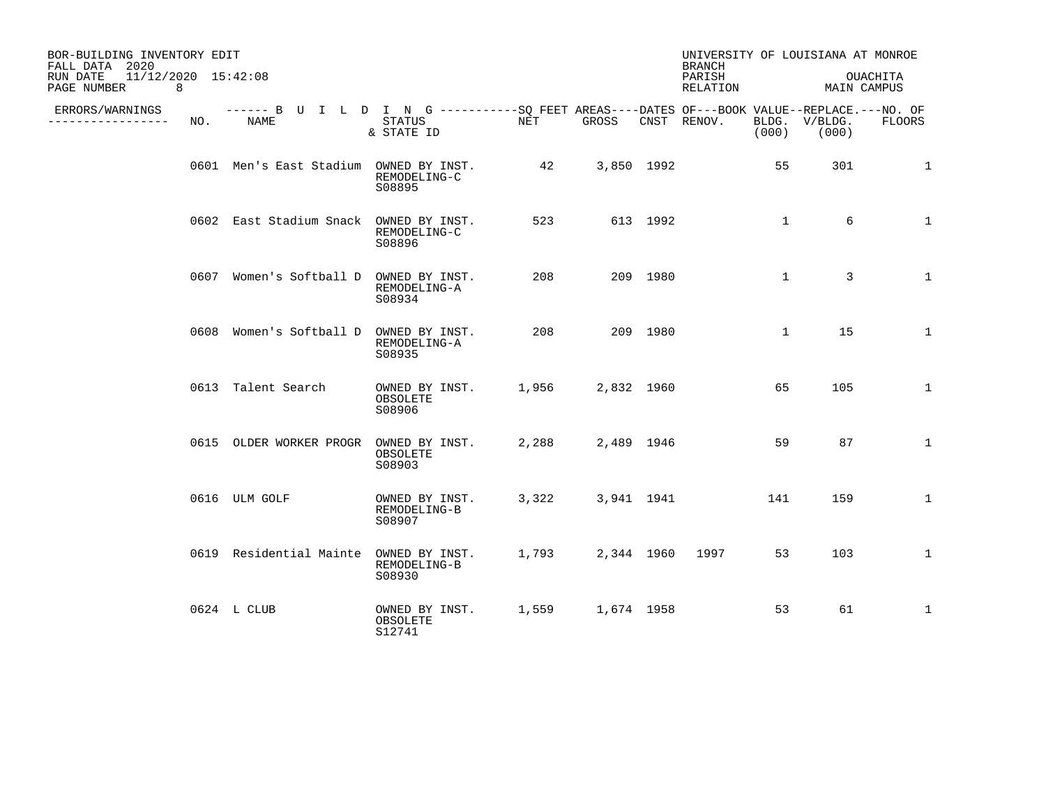BOR-BUILDING INVENTORY EDIT
FALL DATA 2020
RUN DATE 11/12/2020 15:42:08
PAGE NUMBER 8

UNIVERSITY OF LOUISIANA AT MONROE
BRANCH
PARISH OUACHITA
RELATION MAIN CAMPUS

| ERRORS/WARNINGS | NO. | NAME | STATUS & STATE ID | NET | GROSS | CNST | RENOV. | BOOK VALUE BLDG. (000) | REPLACE. V/BLDG. (000) | NO. OF FLOORS |
|---|---|---|---|---|---|---|---|---|---|---|
| | 0601 | Men's East Stadium | OWNED BY INST. REMODELING-C S08895 | 42 | 3,850 | 1992 | | 55 | 301 | 1 |
| | 0602 | East Stadium Snack | OWNED BY INST. REMODELING-C S08896 | 523 | 613 | 1992 | | 1 | 6 | 1 |
| | 0607 | Women's Softball D | OWNED BY INST. REMODELING-A S08934 | 208 | 209 | 1980 | | 1 | 3 | 1 |
| | 0608 | Women's Softball D | OWNED BY INST. REMODELING-A S08935 | 208 | 209 | 1980 | | 1 | 15 | 1 |
| | 0613 | Talent Search | OWNED BY INST. OBSOLETE S08906 | 1,956 | 2,832 | 1960 | | 65 | 105 | 1 |
| | 0615 | OLDER WORKER PROGR | OWNED BY INST. OBSOLETE S08903 | 2,288 | 2,489 | 1946 | | 59 | 87 | 1 |
| | 0616 | ULM GOLF | OWNED BY INST. REMODELING-B S08907 | 3,322 | 3,941 | 1941 | | 141 | 159 | 1 |
| | 0619 | Residential Mainte | OWNED BY INST. REMODELING-B S08930 | 1,793 | 2,344 | 1960 | 1997 | 53 | 103 | 1 |
| | 0624 | L CLUB | OWNED BY INST. OBSOLETE S12741 | 1,559 | 1,674 | 1958 | | 53 | 61 | 1 |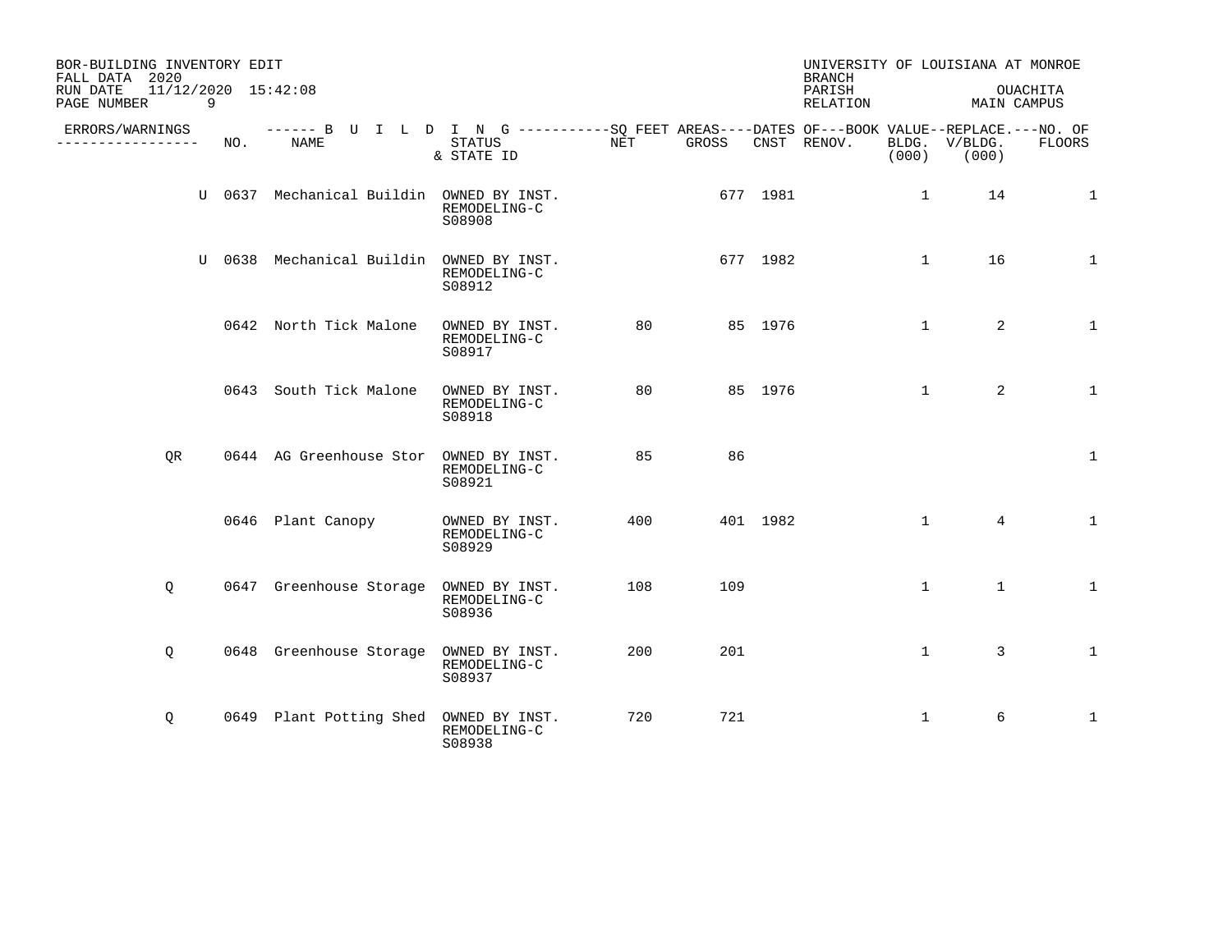BOR-BUILDING INVENTORY EDIT
FALL DATA 2020
RUN DATE 11/12/2020 15:42:08
PAGE NUMBER 9

UNIVERSITY OF LOUISIANA AT MONROE
BRANCH
PARISH OUACHITA
RELATION MAIN CAMPUS

| ERRORS/WARNINGS | | NO. | NAME | STATUS & STATE ID | NET | GROSS | CNST | RENOV. | BOOK VALUE BLDG. (000) | REPLACE. V/BLDG. (000) | NO. OF FLOORS |
|---|---|---|---|---|---|---|---|---|---|---|---|
| | U | 0637 | Mechanical Buildin | OWNED BY INST. REMODELING-C S08908 | | 677 | 1981 | | 1 | 14 | 1 |
| | U | 0638 | Mechanical Buildin | OWNED BY INST. REMODELING-C S08912 | | 677 | 1982 | | 1 | 16 | 1 |
| | | 0642 | North Tick Malone | OWNED BY INST. REMODELING-C S08917 | 80 | 85 | 1976 | | 1 | 2 | 1 |
| | | 0643 | South Tick Malone | OWNED BY INST. REMODELING-C S08918 | 80 | 85 | 1976 | | 1 | 2 | 1 |
| QR | | 0644 | AG Greenhouse Stor | OWNED BY INST. REMODELING-C S08921 | 85 | 86 | | | | | 1 |
| | | 0646 | Plant Canopy | OWNED BY INST. REMODELING-C S08929 | 400 | 401 | 1982 | | 1 | 4 | 1 |
| Q | | 0647 | Greenhouse Storage | OWNED BY INST. REMODELING-C S08936 | 108 | 109 | | | 1 | 1 | 1 |
| Q | | 0648 | Greenhouse Storage | OWNED BY INST. REMODELING-C S08937 | 200 | 201 | | | 1 | 3 | 1 |
| Q | | 0649 | Plant Potting Shed | OWNED BY INST. REMODELING-C S08938 | 720 | 721 | | | 1 | 6 | 1 |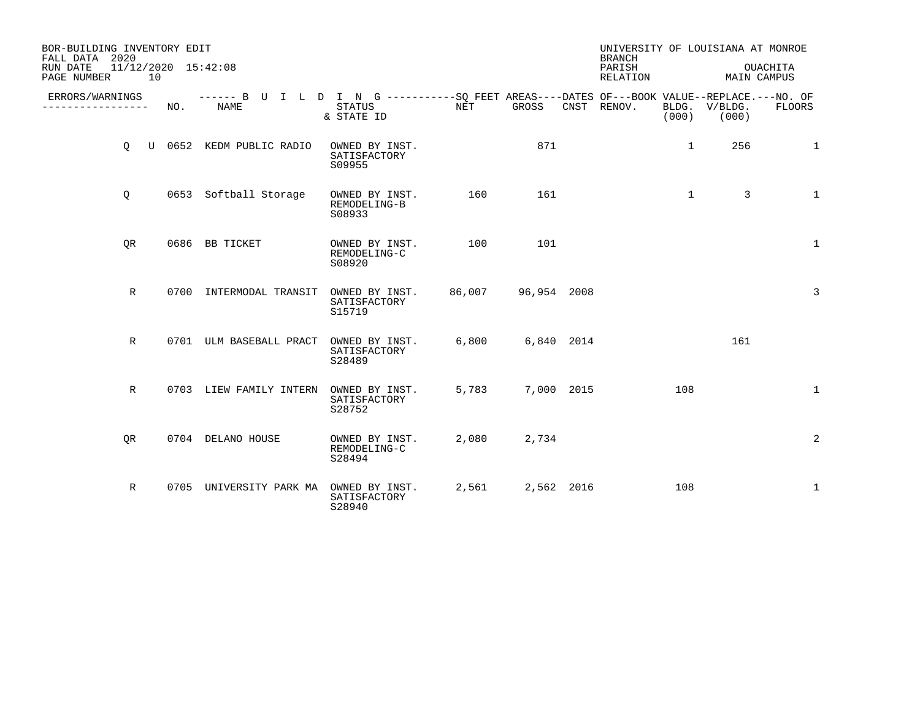BOR-BUILDING INVENTORY EDIT
FALL DATA 2020
RUN DATE 11/12/2020 15:42:08

UNIVERSITY OF LOUISIANA AT MONROE
BRANCH
PARISH OUACHITA
RELATION MAIN CAMPUS

| ERRORS/WARNINGS | NO. | NAME | STATUS & STATE ID | NET | GROSS | CNST | RENOV. | BOOK VALUE BLDG. (000) | REPLACE. V/BLDG. (000) | NO. OF FLOORS |
|---|---|---|---|---|---|---|---|---|---|---|
| Q U | 0652 | KEDM PUBLIC RADIO | OWNED BY INST. SATISFACTORY S09955 | | 871 | | | 1 | 256 | 1 |
| Q | 0653 | Softball Storage | OWNED BY INST. REMODELING-B S08933 | 160 | 161 | | | 1 | 3 | 1 |
| QR | 0686 | BB TICKET | OWNED BY INST. REMODELING-C S08920 | 100 | 101 | | | | | 1 |
| R | 0700 | INTERMODAL TRANSIT | OWNED BY INST. SATISFACTORY S15719 | 86,007 | 96,954 | 2008 | | | | 3 |
| R | 0701 | ULM BASEBALL PRACT | OWNED BY INST. SATISFACTORY S28489 | 6,800 | 6,840 | 2014 | | | 161 | |
| R | 0703 | LIEW FAMILY INTERN | OWNED BY INST. SATISFACTORY S28752 | 5,783 | 7,000 | 2015 | | 108 | | 1 |
| QR | 0704 | DELANO HOUSE | OWNED BY INST. REMODELING-C S28494 | 2,080 | 2,734 | | | | | 2 |
| R | 0705 | UNIVERSITY PARK MA | OWNED BY INST. SATISFACTORY S28940 | 2,561 | 2,562 | 2016 | | 108 | | 1 |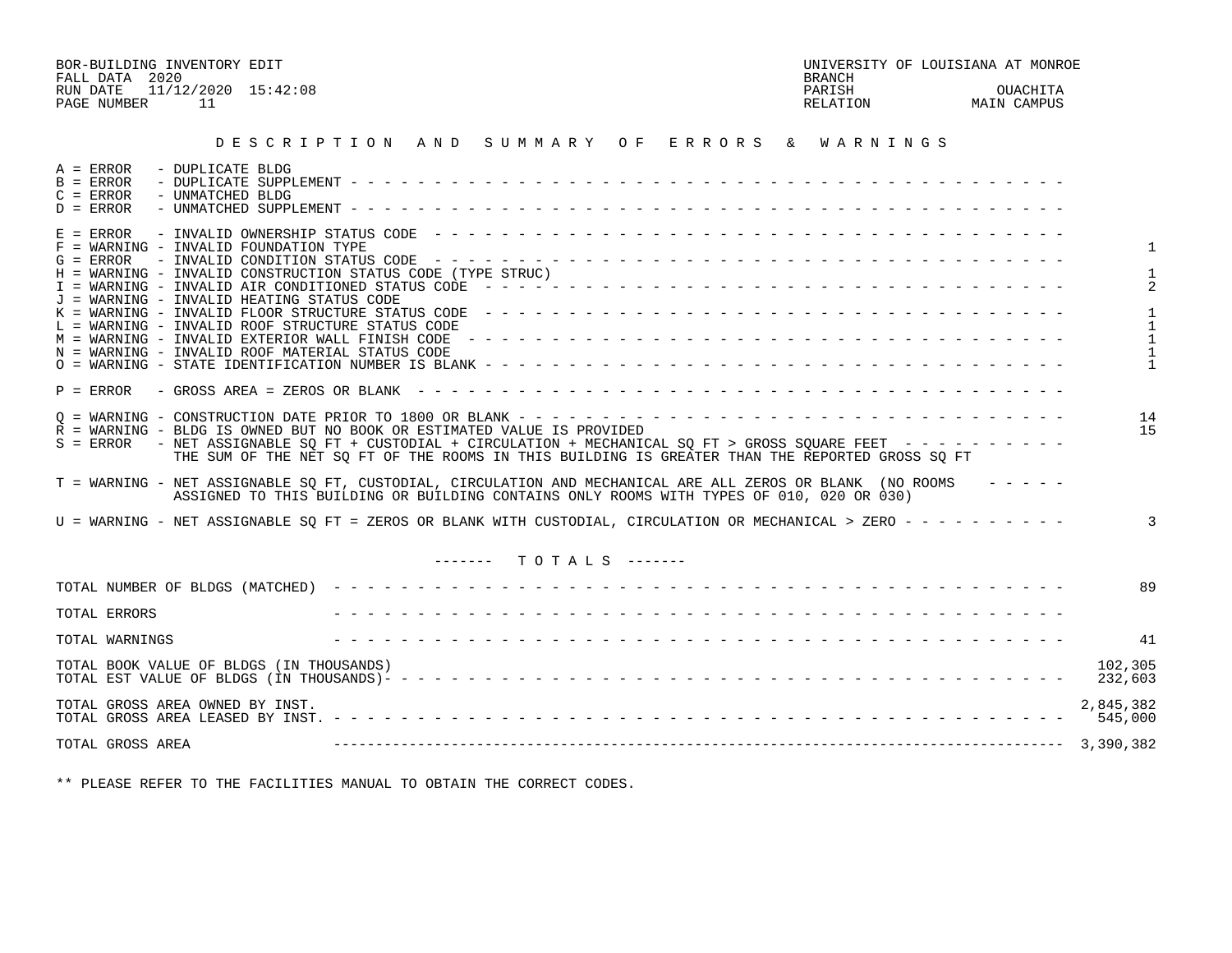BOR-BUILDING INVENTORY EDIT
FALL DATA 2020
RUN DATE 11/12/2020 15:42:08
PAGE NUMBER 11

UNIVERSITY OF LOUISIANA AT MONROE
BRANCH
PARISH OUACHITA
RELATION MAIN CAMPUS

## D E S C R I P T I O N A N D S U M M A R Y O F E R R O R S & W A R N I N G S

| Code | Type | Description | Count |
|---|---|---|---|
| A | ERROR | DUPLICATE BLDG | |
| B | ERROR | DUPLICATE SUPPLEMENT | |
| C | ERROR | UNMATCHED BLDG | |
| D | ERROR | UNMATCHED SUPPLEMENT | |
| E | ERROR | INVALID OWNERSHIP STATUS CODE | |
| F | WARNING | INVALID FOUNDATION TYPE | 1 |
| G | ERROR | INVALID CONDITION STATUS CODE | |
| H | WARNING | INVALID CONSTRUCTION STATUS CODE (TYPE STRUC) | 1 |
| I | WARNING | INVALID AIR CONDITIONED STATUS CODE | 2 |
| J | WARNING | INVALID HEATING STATUS CODE | |
| K | WARNING | INVALID FLOOR STRUCTURE STATUS CODE | 1 |
| L | WARNING | INVALID ROOF STRUCTURE STATUS CODE | 1 |
| M | WARNING | INVALID EXTERIOR WALL FINISH CODE | 1 |
| N | WARNING | INVALID ROOF MATERIAL STATUS CODE | 1 |
| O | WARNING | STATE IDENTIFICATION NUMBER IS BLANK | 1 |
| P | ERROR | GROSS AREA = ZEROS OR BLANK | |
| Q | WARNING | CONSTRUCTION DATE PRIOR TO 1800 OR BLANK | 14 |
| R | WARNING | BLDG IS OWNED BUT NO BOOK OR ESTIMATED VALUE IS PROVIDED | 15 |
| S | ERROR | NET ASSIGNABLE SQ FT + CUSTODIAL + CIRCULATION + MECHANICAL SQ FT > GROSS SQUARE FEET<br>THE SUM OF THE NET SQ FT OF THE ROOMS IN THIS BUILDING IS GREATER THAN THE REPORTED GROSS SQ FT | |
| T | WARNING | NET ASSIGNABLE SQ FT, CUSTODIAL, CIRCULATION AND MECHANICAL ARE ALL ZEROS OR BLANK (NO ROOMS ASSIGNED TO THIS BUILDING OR BUILDING CONTAINS ONLY ROOMS WITH TYPES OF 010, 020 OR 030) | |
| U | WARNING | NET ASSIGNABLE SQ FT = ZEROS OR BLANK WITH CUSTODIAL, CIRCULATION OR MECHANICAL > ZERO | 3 |

## ------- T O T A L S -------

| | |
|---|---|
| TOTAL NUMBER OF BLDGS (MATCHED) | 89 |
| TOTAL ERRORS | |
| TOTAL WARNINGS | 41 |
| TOTAL BOOK VALUE OF BLDGS (IN THOUSANDS) | 102,305 |
| TOTAL EST VALUE OF BLDGS (IN THOUSANDS) | 232,603 |
| TOTAL GROSS AREA OWNED BY INST. | 2,845,382 |
| TOTAL GROSS AREA LEASED BY INST. | 545,000 |
| TOTAL GROSS AREA | 3,390,382 |

** PLEASE REFER TO THE FACILITIES MANUAL TO OBTAIN THE CORRECT CODES.